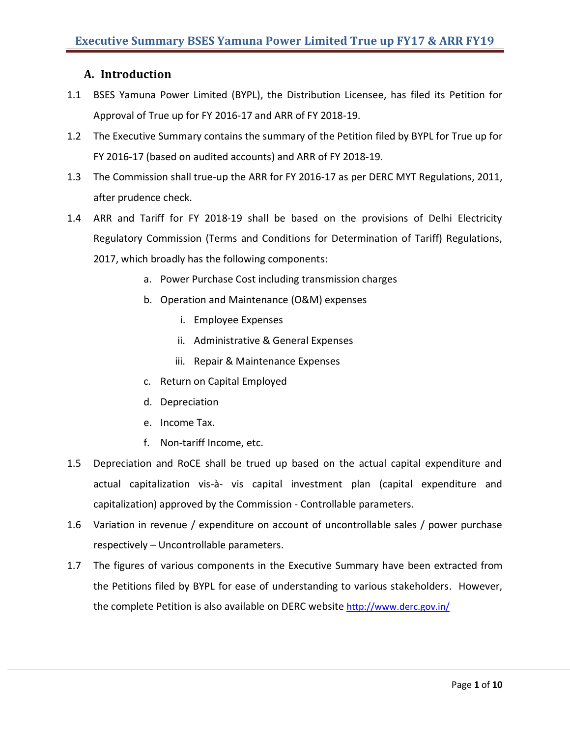## A. Introduction

1.1 BSES Yamuna Power Limited (BYPL), the Distribution Licensee, has filed its Petition for Approval of True up for FY 2016-17 and ARR of FY 2018-19.

1.2 The Executive Summary contains the summary of the Petition filed by BYPL for True up for FY 2016-17 (based on audited accounts) and ARR of FY 2018-19.

1.3 The Commission shall true-up the ARR for FY 2016-17 as per DERC MYT Regulations, 2011, after prudence check.

1.4 ARR and Tariff for FY 2018-19 shall be based on the provisions of Delhi Electricity Regulatory Commission (Terms and Conditions for Determination of Tariff) Regulations, 2017, which broadly has the following components:

   a. Power Purchase Cost including transmission charges
   b. Operation and Maintenance (O&M) expenses
      i. Employee Expenses
      ii. Administrative & General Expenses
      iii. Repair & Maintenance Expenses
   c. Return on Capital Employed
   d. Depreciation
   e. Income Tax.
   f. Non-tariff Income, etc.

1.5 Depreciation and RoCE shall be trued up based on the actual capital expenditure and actual capitalization vis-à- vis capital investment plan (capital expenditure and capitalization) approved by the Commission - Controllable parameters.

1.6 Variation in revenue / expenditure on account of uncontrollable sales / power purchase respectively – Uncontrollable parameters.

1.7 The figures of various components in the Executive Summary have been extracted from the Petitions filed by BYPL for ease of understanding to various stakeholders. However, the complete Petition is also available on DERC website http://www.derc.gov.in/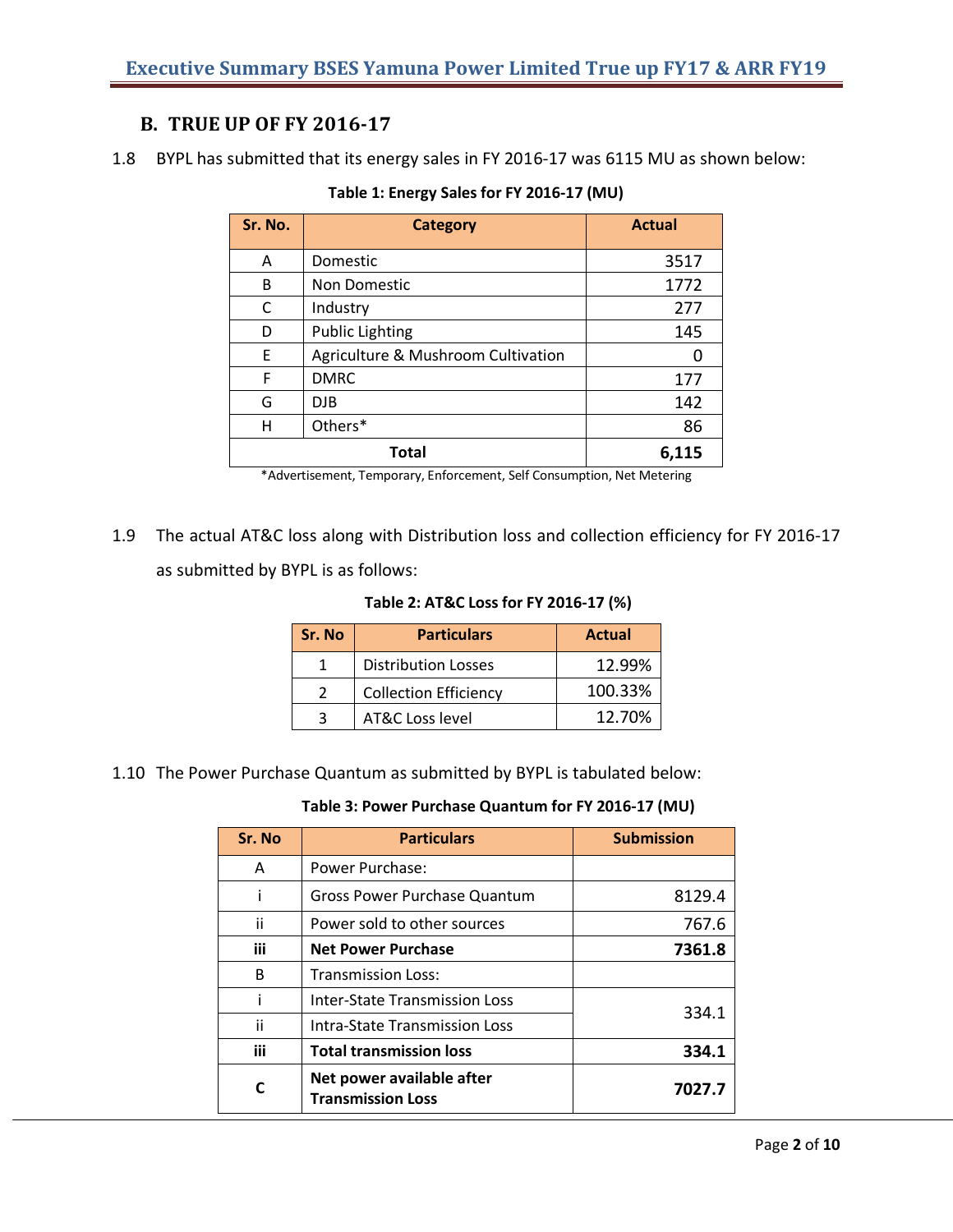## B. TRUE UP OF FY 2016-17

1.8 BYPL has submitted that its energy sales in FY 2016-17 was 6115 MU as shown below:

**Table 1: Energy Sales for FY 2016-17 (MU)**

| Sr. No. | Category | Actual |
|---|---|---|
| A | Domestic | 3517 |
| B | Non Domestic | 1772 |
| C | Industry | 277 |
| D | Public Lighting | 145 |
| E | Agriculture & Mushroom Cultivation | 0 |
| F | DMRC | 177 |
| G | DJB | 142 |
| H | Others* | 86 |
| **Total** | | **6,115** |

*Advertisement, Temporary, Enforcement, Self Consumption, Net Metering

1.9 The actual AT&C loss along with Distribution loss and collection efficiency for FY 2016-17 as submitted by BYPL is as follows:

**Table 2: AT&C Loss for FY 2016-17 (%)**

| Sr. No | Particulars | Actual |
|---|---|---|
| 1 | Distribution Losses | 12.99% |
| 2 | Collection Efficiency | 100.33% |
| 3 | AT&C Loss level | 12.70% |

1.10 The Power Purchase Quantum as submitted by BYPL is tabulated below:

**Table 3: Power Purchase Quantum for FY 2016-17 (MU)**

| Sr. No | Particulars | Submission |
|---|---|---|
| A | Power Purchase: | |
| i | Gross Power Purchase Quantum | 8129.4 |
| ii | Power sold to other sources | 767.6 |
| **iii** | **Net Power Purchase** | **7361.8** |
| B | Transmission Loss: | |
| i | Inter-State Transmission Loss | 334.1 |
| ii | Intra-State Transmission Loss | |
| **iii** | **Total transmission loss** | **334.1** |
| **C** | **Net power available after Transmission Loss** | **7027.7** |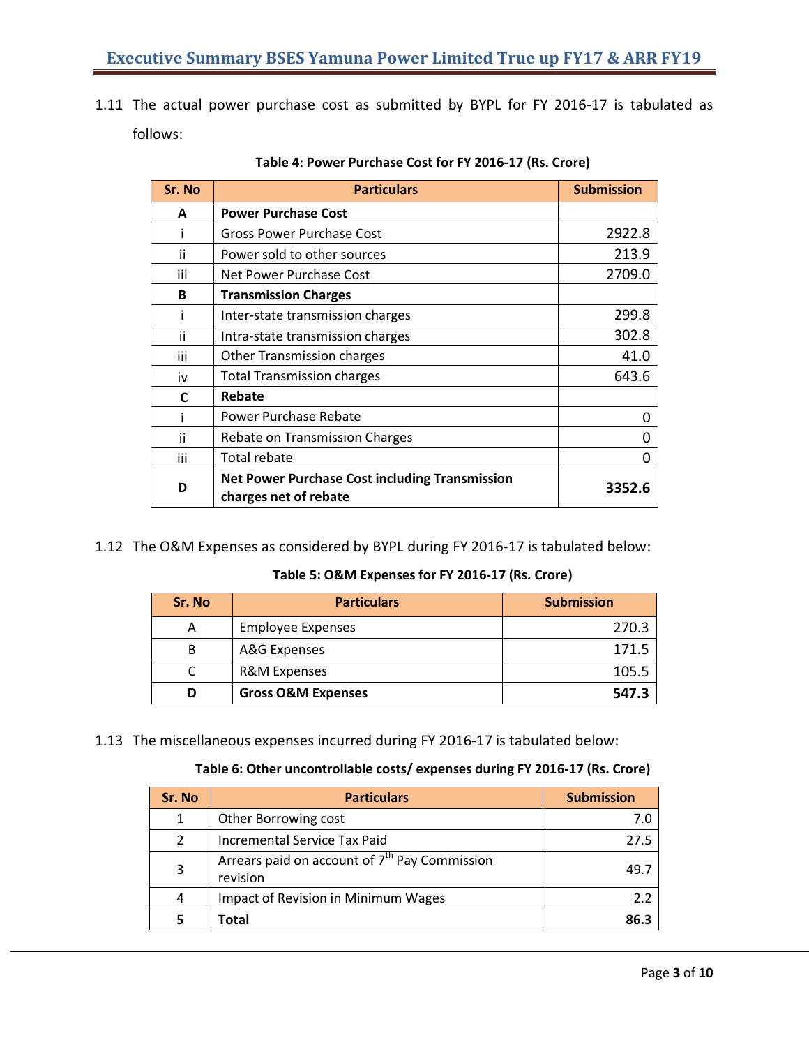1.11 The actual power purchase cost as submitted by BYPL for FY 2016-17 is tabulated as follows:

**Table 4: Power Purchase Cost for FY 2016-17 (Rs. Crore)**

| Sr. No | Particulars | Submission |
|---|---|---|
| **A** | **Power Purchase Cost** | |
| i | Gross Power Purchase Cost | 2922.8 |
| ii | Power sold to other sources | 213.9 |
| iii | Net Power Purchase Cost | 2709.0 |
| **B** | **Transmission Charges** | |
| i | Inter-state transmission charges | 299.8 |
| ii | Intra-state transmission charges | 302.8 |
| iii | Other Transmission charges | 41.0 |
| iv | Total Transmission charges | 643.6 |
| **C** | **Rebate** | |
| i | Power Purchase Rebate | 0 |
| ii | Rebate on Transmission Charges | 0 |
| iii | Total rebate | 0 |
| **D** | **Net Power Purchase Cost including Transmission charges net of rebate** | **3352.6** |

1.12 The O&M Expenses as considered by BYPL during FY 2016-17 is tabulated below:

**Table 5: O&M Expenses for FY 2016-17 (Rs. Crore)**

| Sr. No | Particulars | Submission |
|---|---|---|
| A | Employee Expenses | 270.3 |
| B | A&G Expenses | 171.5 |
| C | R&M Expenses | 105.5 |
| **D** | **Gross O&M Expenses** | **547.3** |

1.13 The miscellaneous expenses incurred during FY 2016-17 is tabulated below:

**Table 6: Other uncontrollable costs/ expenses during FY 2016-17 (Rs. Crore)**

| Sr. No | Particulars | Submission |
|---|---|---|
| 1 | Other Borrowing cost | 7.0 |
| 2 | Incremental Service Tax Paid | 27.5 |
| 3 | Arrears paid on account of 7th Pay Commission revision | 49.7 |
| 4 | Impact of Revision in Minimum Wages | 2.2 |
| **5** | **Total** | **86.3** |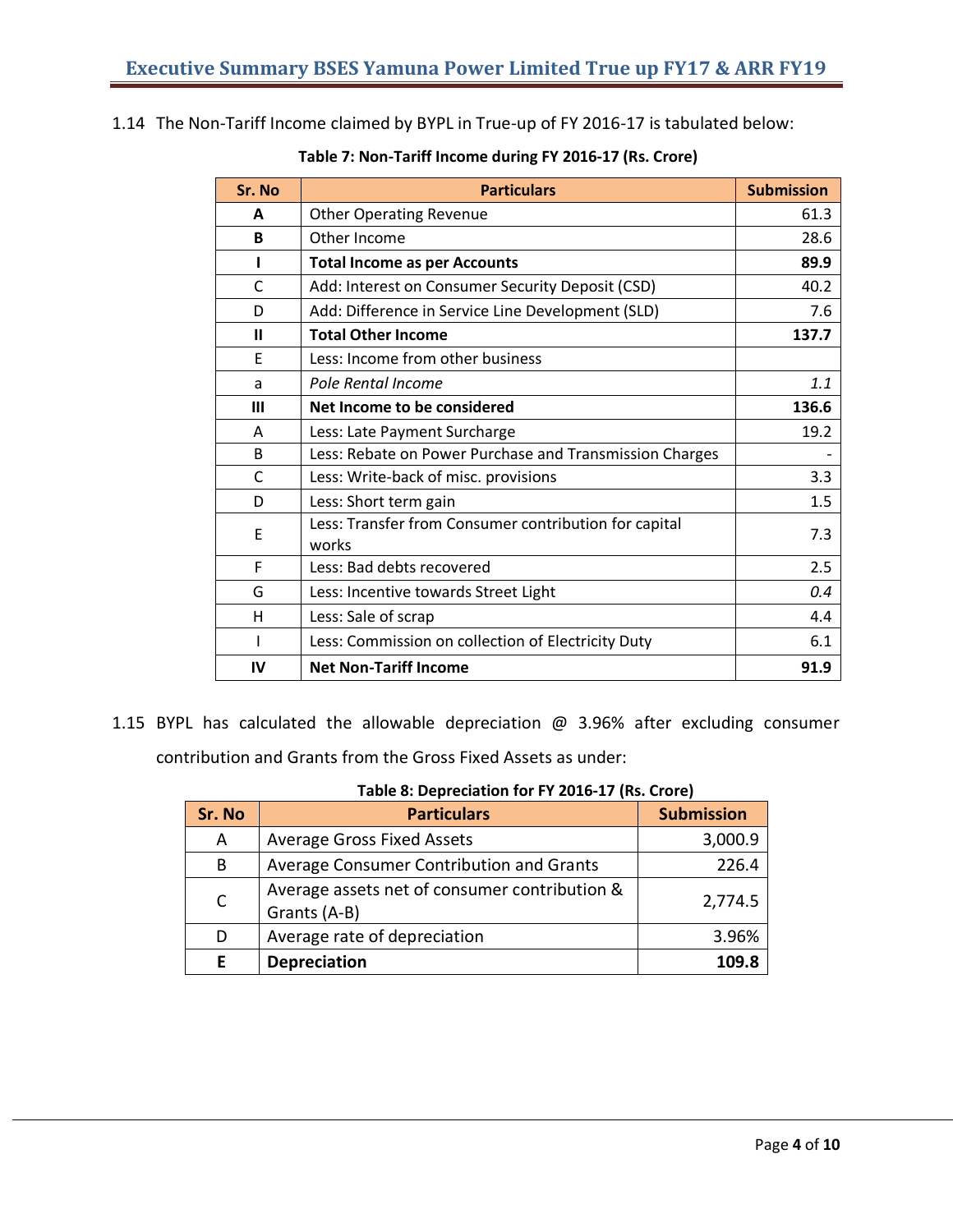1.14 The Non-Tariff Income claimed by BYPL in True-up of FY 2016-17 is tabulated below:

**Table 7: Non-Tariff Income during FY 2016-17 (Rs. Crore)**

| Sr. No | Particulars | Submission |
|---|---|---|
| **A** | Other Operating Revenue | 61.3 |
| **B** | Other Income | 28.6 |
| **I** | **Total Income as per Accounts** | **89.9** |
| C | Add: Interest on Consumer Security Deposit (CSD) | 40.2 |
| D | Add: Difference in Service Line Development (SLD) | 7.6 |
| **II** | **Total Other Income** | **137.7** |
| E | Less: Income from other business | |
| a | *Pole Rental Income* | *1.1* |
| **III** | **Net Income to be considered** | **136.6** |
| A | Less: Late Payment Surcharge | 19.2 |
| B | Less: Rebate on Power Purchase and Transmission Charges | - |
| C | Less: Write-back of misc. provisions | 3.3 |
| D | Less: Short term gain | 1.5 |
| E | Less: Transfer from Consumer contribution for capital works | 7.3 |
| F | Less: Bad debts recovered | 2.5 |
| G | Less: Incentive towards Street Light | *0.4* |
| H | Less: Sale of scrap | 4.4 |
| I | Less: Commission on collection of Electricity Duty | 6.1 |
| **IV** | **Net Non-Tariff Income** | **91.9** |

1.15 BYPL has calculated the allowable depreciation @ 3.96% after excluding consumer contribution and Grants from the Gross Fixed Assets as under:

**Table 8: Depreciation for FY 2016-17 (Rs. Crore)**

| Sr. No | Particulars | Submission |
|---|---|---|
| A | Average Gross Fixed Assets | 3,000.9 |
| B | Average Consumer Contribution and Grants | 226.4 |
| C | Average assets net of consumer contribution & Grants (A-B) | 2,774.5 |
| D | Average rate of depreciation | 3.96% |
| **E** | **Depreciation** | **109.8** |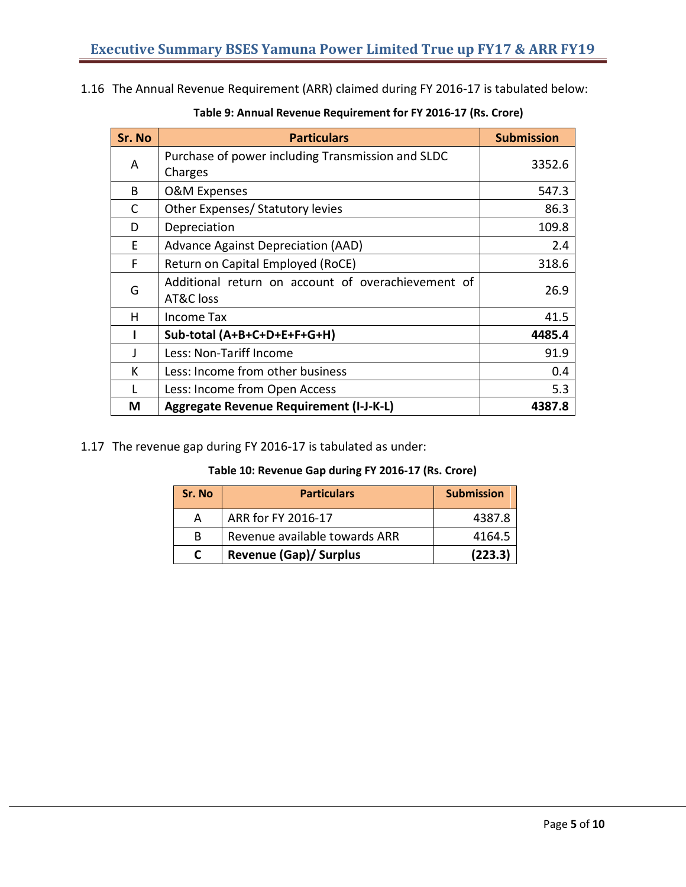1.16 The Annual Revenue Requirement (ARR) claimed during FY 2016-17 is tabulated below:

**Table 9: Annual Revenue Requirement for FY 2016-17 (Rs. Crore)**

| Sr. No | Particulars | Submission |
|---|---|---|
| A | Purchase of power including Transmission and SLDC Charges | 3352.6 |
| B | O&M Expenses | 547.3 |
| C | Other Expenses/ Statutory levies | 86.3 |
| D | Depreciation | 109.8 |
| E | Advance Against Depreciation (AAD) | 2.4 |
| F | Return on Capital Employed (RoCE) | 318.6 |
| G | Additional return on account of overachievement of AT&C loss | 26.9 |
| H | Income Tax | 41.5 |
| **I** | **Sub-total (A+B+C+D+E+F+G+H)** | **4485.4** |
| J | Less: Non-Tariff Income | 91.9 |
| K | Less: Income from other business | 0.4 |
| L | Less: Income from Open Access | 5.3 |
| **M** | **Aggregate Revenue Requirement (I-J-K-L)** | **4387.8** |

1.17 The revenue gap during FY 2016-17 is tabulated as under:

**Table 10: Revenue Gap during FY 2016-17 (Rs. Crore)**

| Sr. No | Particulars | Submission |
|---|---|---|
| A | ARR for FY 2016-17 | 4387.8 |
| B | Revenue available towards ARR | 4164.5 |
| **C** | **Revenue (Gap)/ Surplus** | **(223.3)** |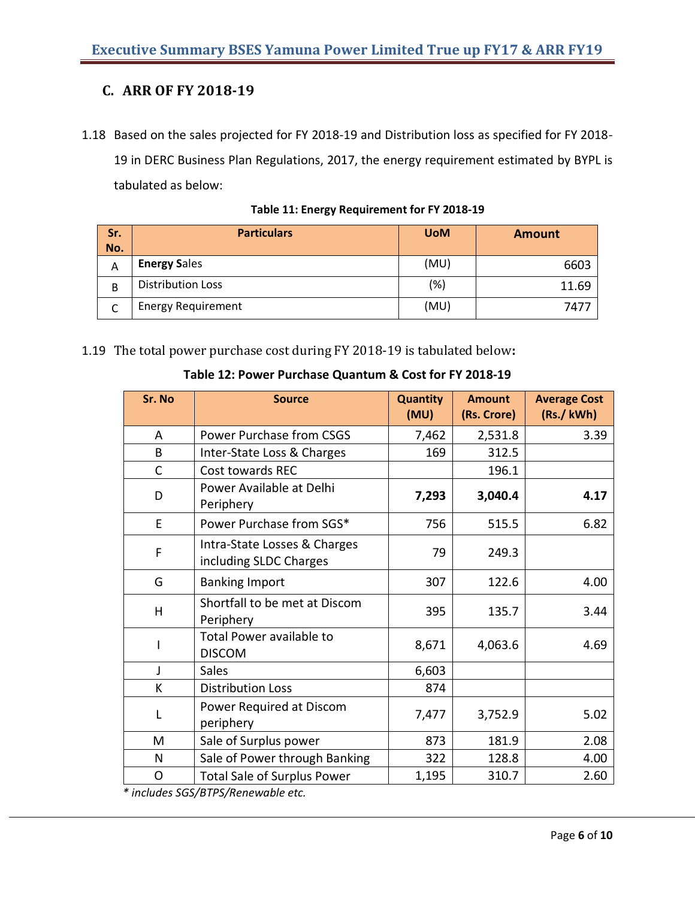## C. ARR OF FY 2018-19

1.18 Based on the sales projected for FY 2018-19 and Distribution loss as specified for FY 2018-19 in DERC Business Plan Regulations, 2017, the energy requirement estimated by BYPL is tabulated as below:

**Table 11: Energy Requirement for FY 2018-19**

| Sr. No. | Particulars | UoM | Amount |
|---|---|---|---|
| A | **Energy S**ales | (MU) | 6603 |
| B | Distribution Loss | (%) | 11.69 |
| C | Energy Requirement | (MU) | 7477 |

1.19 The total power purchase cost during FY 2018-19 is tabulated below**:**

**Table 12: Power Purchase Quantum & Cost for FY 2018-19**

| Sr. No | Source | Quantity (MU) | Amount (Rs. Crore) | Average Cost (Rs./ kWh) |
|---|---|---|---|---|
| A | Power Purchase from CSGS | 7,462 | 2,531.8 | 3.39 |
| B | Inter-State Loss & Charges | 169 | 312.5 | |
| C | Cost towards REC | | 196.1 | |
| D | Power Available at Delhi Periphery | **7,293** | **3,040.4** | **4.17** |
| E | Power Purchase from SGS* | 756 | 515.5 | 6.82 |
| F | Intra-State Losses & Charges including SLDC Charges | 79 | 249.3 | |
| G | Banking Import | 307 | 122.6 | 4.00 |
| H | Shortfall to be met at Discom Periphery | 395 | 135.7 | 3.44 |
| I | Total Power available to DISCOM | 8,671 | 4,063.6 | 4.69 |
| J | Sales | 6,603 | | |
| K | Distribution Loss | 874 | | |
| L | Power Required at Discom periphery | 7,477 | 3,752.9 | 5.02 |
| M | Sale of Surplus power | 873 | 181.9 | 2.08 |
| N | Sale of Power through Banking | 322 | 128.8 | 4.00 |
| O | Total Sale of Surplus Power | 1,195 | 310.7 | 2.60 |

*\* includes SGS/BTPS/Renewable etc.*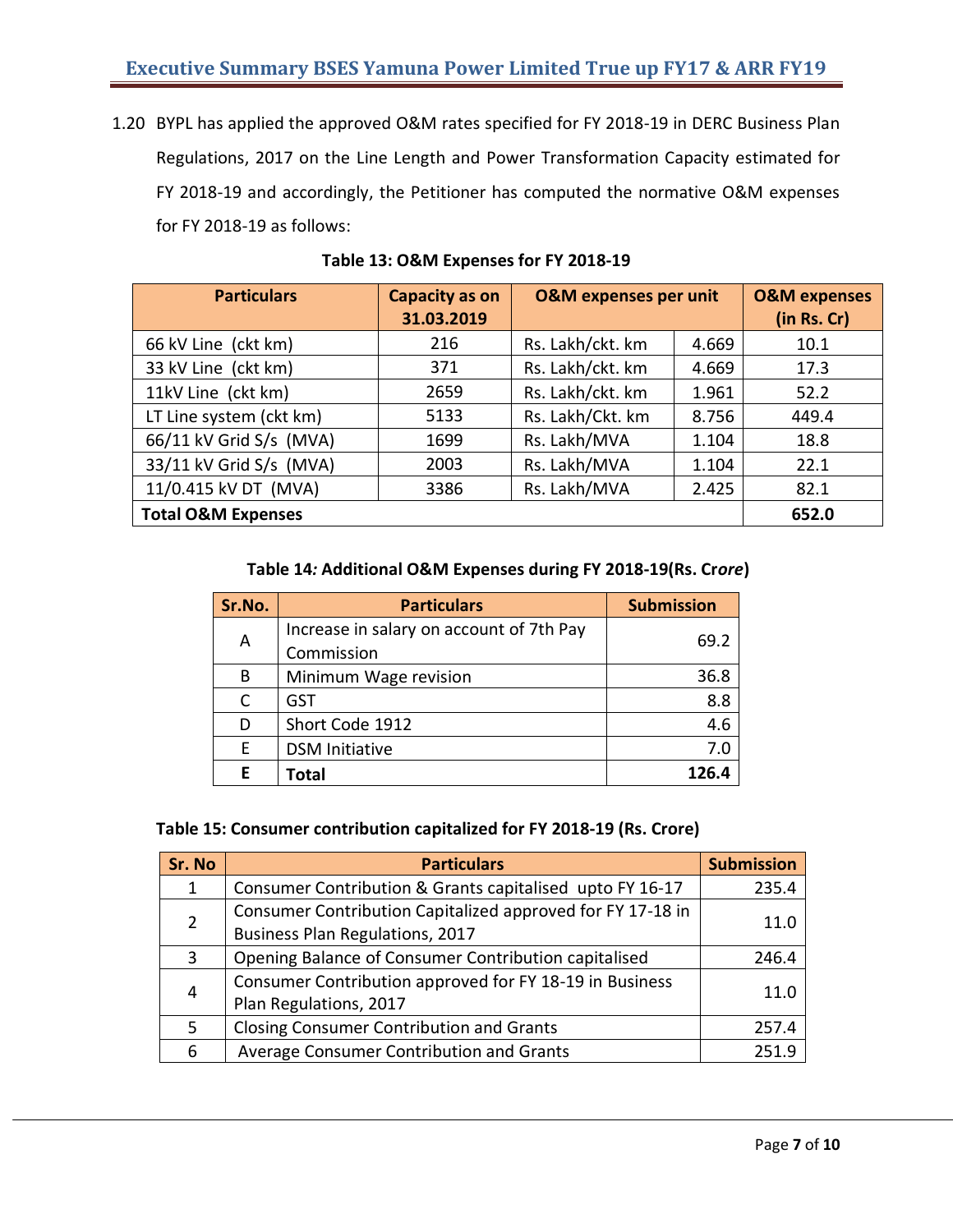1.20 BYPL has applied the approved O&M rates specified for FY 2018-19 in DERC Business Plan Regulations, 2017 on the Line Length and Power Transformation Capacity estimated for FY 2018-19 and accordingly, the Petitioner has computed the normative O&M expenses for FY 2018-19 as follows:

**Table 13: O&M Expenses for FY 2018-19**

| Particulars | Capacity as on 31.03.2019 | O&M expenses per unit | | O&M expenses (in Rs. Cr) |
|---|---|---|---|---|
| 66 kV Line (ckt km) | 216 | Rs. Lakh/ckt. km | 4.669 | 10.1 |
| 33 kV Line (ckt km) | 371 | Rs. Lakh/ckt. km | 4.669 | 17.3 |
| 11kV Line (ckt km) | 2659 | Rs. Lakh/ckt. km | 1.961 | 52.2 |
| LT Line system (ckt km) | 5133 | Rs. Lakh/Ckt. km | 8.756 | 449.4 |
| 66/11 kV Grid S/s (MVA) | 1699 | Rs. Lakh/MVA | 1.104 | 18.8 |
| 33/11 kV Grid S/s (MVA) | 2003 | Rs. Lakh/MVA | 1.104 | 22.1 |
| 11/0.415 kV DT (MVA) | 3386 | Rs. Lakh/MVA | 2.425 | 82.1 |
| **Total O&M Expenses** | | | | **652.0** |

**Table 14*: Additional O&M Expenses during FY 2018-19(Rs. Crore)***

| Sr.No. | Particulars | Submission |
|---|---|---|
| A | Increase in salary on account of 7th Pay Commission | 69.2 |
| B | Minimum Wage revision | 36.8 |
| C | GST | 8.8 |
| D | Short Code 1912 | 4.6 |
| E | DSM Initiative | 7.0 |
| **E** | **Total** | **126.4** |

**Table 15: Consumer contribution capitalized for FY 2018-19 (Rs. Crore)**

| Sr. No | Particulars | Submission |
|---|---|---|
| 1 | Consumer Contribution & Grants capitalised upto FY 16-17 | 235.4 |
| 2 | Consumer Contribution Capitalized approved for FY 17-18 in Business Plan Regulations, 2017 | 11.0 |
| 3 | Opening Balance of Consumer Contribution capitalised | 246.4 |
| 4 | Consumer Contribution approved for FY 18-19 in Business Plan Regulations, 2017 | 11.0 |
| 5 | Closing Consumer Contribution and Grants | 257.4 |
| 6 | Average Consumer Contribution and Grants | 251.9 |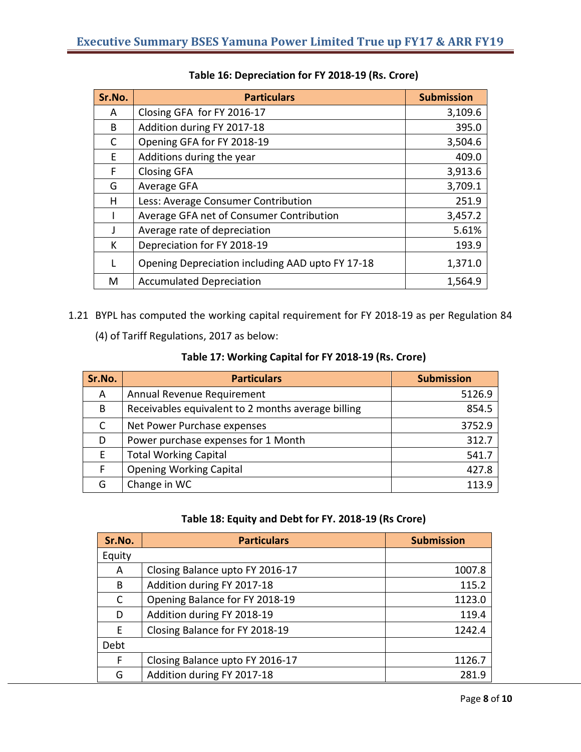**Table 16: Depreciation for FY 2018-19 (Rs. Crore)**

| Sr.No. | Particulars | Submission |
|---|---|---|
| A | Closing GFA for FY 2016-17 | 3,109.6 |
| B | Addition during FY 2017-18 | 395.0 |
| C | Opening GFA for FY 2018-19 | 3,504.6 |
| E | Additions during the year | 409.0 |
| F | Closing GFA | 3,913.6 |
| G | Average GFA | 3,709.1 |
| H | Less: Average Consumer Contribution | 251.9 |
| I | Average GFA net of Consumer Contribution | 3,457.2 |
| J | Average rate of depreciation | 5.61% |
| K | Depreciation for FY 2018-19 | 193.9 |
| L | Opening Depreciation including AAD upto FY 17-18 | 1,371.0 |
| M | Accumulated Depreciation | 1,564.9 |

1.21 BYPL has computed the working capital requirement for FY 2018-19 as per Regulation 84 (4) of Tariff Regulations, 2017 as below:

**Table 17: Working Capital for FY 2018-19 (Rs. Crore)**

| Sr.No. | Particulars | Submission |
|---|---|---|
| A | Annual Revenue Requirement | 5126.9 |
| B | Receivables equivalent to 2 months average billing | 854.5 |
| C | Net Power Purchase expenses | 3752.9 |
| D | Power purchase expenses for 1 Month | 312.7 |
| E | Total Working Capital | 541.7 |
| F | Opening Working Capital | 427.8 |
| G | Change in WC | 113.9 |

**Table 18: Equity and Debt for FY. 2018-19 (Rs Crore)**

| Sr.No. | Particulars | Submission |
|---|---|---|
| Equity | | |
| A | Closing Balance upto FY 2016-17 | 1007.8 |
| B | Addition during FY 2017-18 | 115.2 |
| C | Opening Balance for FY 2018-19 | 1123.0 |
| D | Addition during FY 2018-19 | 119.4 |
| E | Closing Balance for FY 2018-19 | 1242.4 |
| Debt | | |
| F | Closing Balance upto FY 2016-17 | 1126.7 |
| G | Addition during FY 2017-18 | 281.9 |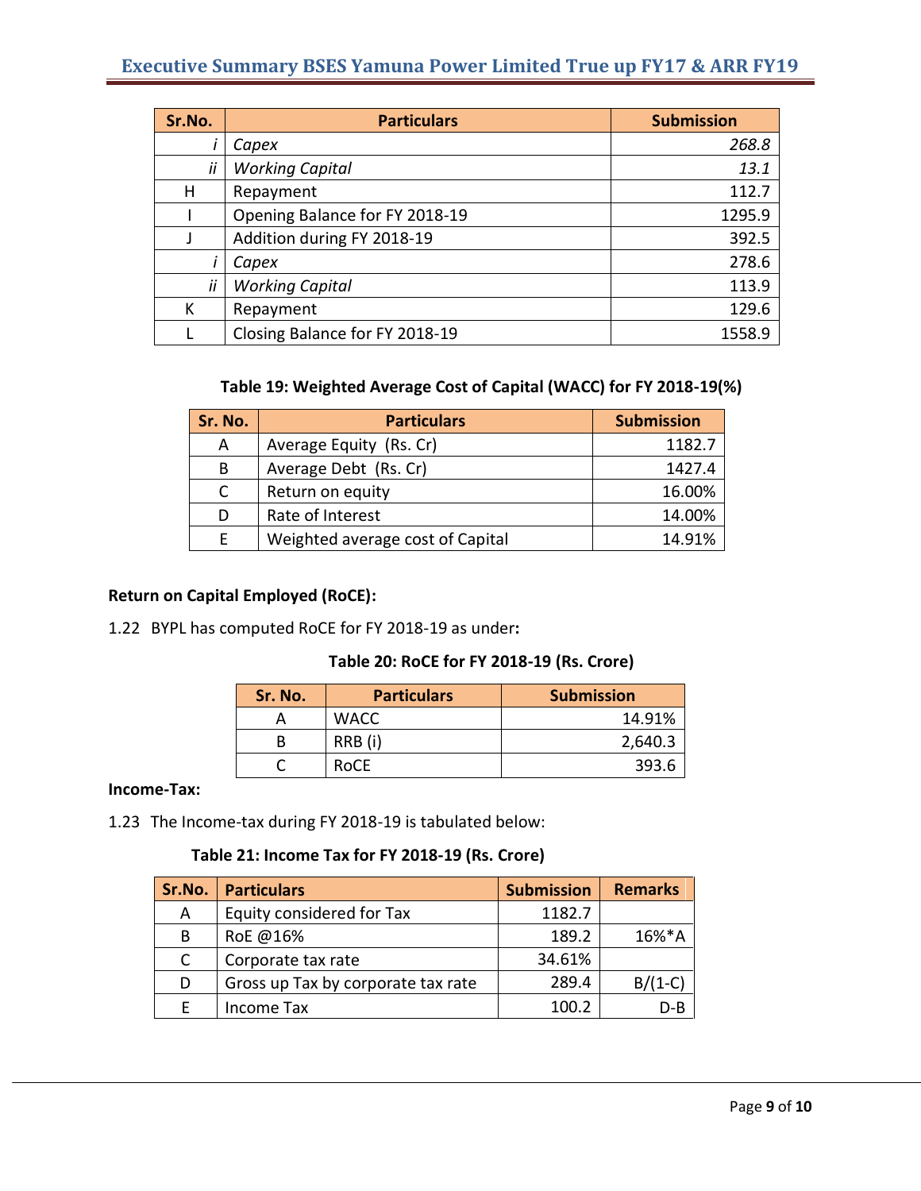| Sr.No. | Particulars | Submission |
|---|---|---|
| *i* | *Capex* | *268.8* |
| *ii* | *Working Capital* | *13.1* |
| H | Repayment | 112.7 |
| I | Opening Balance for FY 2018-19 | 1295.9 |
| J | Addition during FY 2018-19 | 392.5 |
| *i* | *Capex* | 278.6 |
| *ii* | *Working Capital* | 113.9 |
| K | Repayment | 129.6 |
| L | Closing Balance for FY 2018-19 | 1558.9 |

**Table 19: Weighted Average Cost of Capital (WACC) for FY 2018-19(%)**

| Sr. No. | Particulars | Submission |
|---|---|---|
| A | Average Equity (Rs. Cr) | 1182.7 |
| B | Average Debt (Rs. Cr) | 1427.4 |
| C | Return on equity | 16.00% |
| D | Rate of Interest | 14.00% |
| E | Weighted average cost of Capital | 14.91% |

**Return on Capital Employed (RoCE):**

1.22 BYPL has computed RoCE for FY 2018-19 as under**:**

**Table 20: RoCE for FY 2018-19 (Rs. Crore)**

| Sr. No. | Particulars | Submission |
|---|---|---|
| A | WACC | 14.91% |
| B | RRB (i) | 2,640.3 |
| C | RoCE | 393.6 |

**Income-Tax:**

1.23 The Income-tax during FY 2018-19 is tabulated below:

**Table 21: Income Tax for FY 2018-19 (Rs. Crore)**

| Sr.No. | Particulars | Submission | Remarks |
|---|---|---|---|
| A | Equity considered for Tax | 1182.7 | |
| B | RoE @16% | 189.2 | 16%*A |
| C | Corporate tax rate | 34.61% | |
| D | Gross up Tax by corporate tax rate | 289.4 | B/(1-C) |
| E | Income Tax | 100.2 | D-B |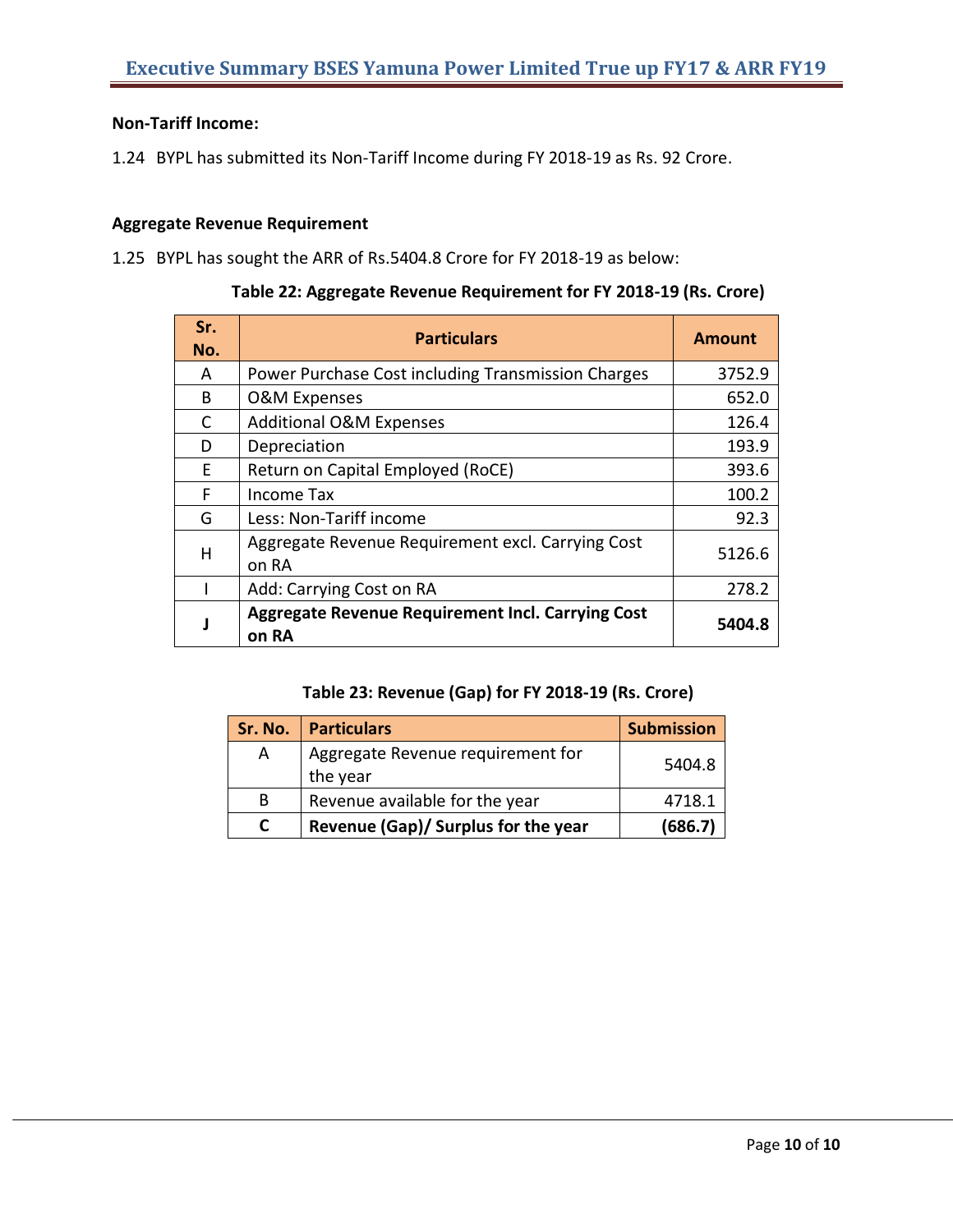**Non-Tariff Income:**

1.24 BYPL has submitted its Non-Tariff Income during FY 2018-19 as Rs. 92 Crore.

**Aggregate Revenue Requirement**

1.25 BYPL has sought the ARR of Rs.5404.8 Crore for FY 2018-19 as below:

**Table 22: Aggregate Revenue Requirement for FY 2018-19 (Rs. Crore)**

| Sr. No. | Particulars | Amount |
|---|---|---|
| A | Power Purchase Cost including Transmission Charges | 3752.9 |
| B | O&M Expenses | 652.0 |
| C | Additional O&M Expenses | 126.4 |
| D | Depreciation | 193.9 |
| E | Return on Capital Employed (RoCE) | 393.6 |
| F | Income Tax | 100.2 |
| G | Less: Non-Tariff income | 92.3 |
| H | Aggregate Revenue Requirement excl. Carrying Cost on RA | 5126.6 |
| I | Add: Carrying Cost on RA | 278.2 |
| **J** | **Aggregate Revenue Requirement Incl. Carrying Cost on RA** | **5404.8** |

**Table 23: Revenue (Gap) for FY 2018-19 (Rs. Crore)**

| Sr. No. | Particulars | Submission |
|---|---|---|
| A | Aggregate Revenue requirement for the year | 5404.8 |
| B | Revenue available for the year | 4718.1 |
| **C** | **Revenue (Gap)/ Surplus for the year** | **(686.7)** |